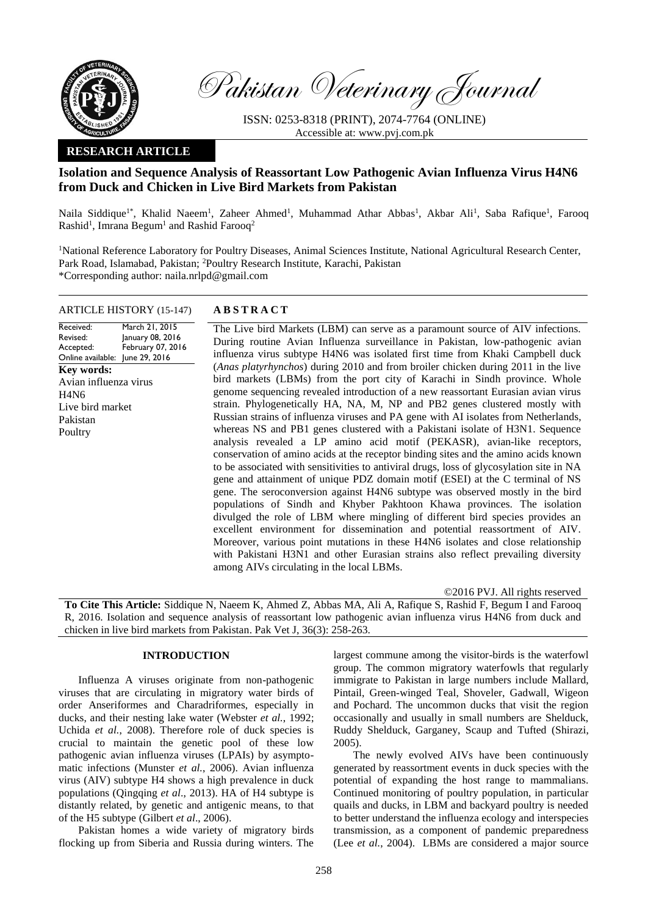Pakistan Veterinary Journal

ISSN: 0253-8318 (PRINT), 2074-7764 (ONLINE)
Accessible at: www.pvj.com.pk

**RESEARCH ARTICLE**

# Isolation and Sequence Analysis of Reassortant Low Pathogenic Avian Influenza Virus H4N6 from Duck and Chicken in Live Bird Markets from Pakistan

Naila Siddique[1*], Khalid Naeem[1], Zaheer Ahmed[1], Muhammad Athar Abbas[1], Akbar Ali[1], Saba Rafique[1], Farooq Rashid[1], Imrana Begum[1] and Rashid Farooq[2]

[1]National Reference Laboratory for Poultry Diseases, Animal Sciences Institute, National Agricultural Research Center, Park Road, Islamabad, Pakistan; [2]Poultry Research Institute, Karachi, Pakistan
*Corresponding author: naila.nrlpd@gmail.com

**ARTICLE HISTORY** (15-147)

Received: March 21, 2015
Revised: January 08, 2016
Accepted: February 07, 2016
Online available: June 29, 2016

**Key words:**
Avian influenza virus
H4N6
Live bird market
Pakistan
Poultry

## ABSTRACT

The Live bird Markets (LBM) can serve as a paramount source of AIV infections. During routine Avian Influenza surveillance in Pakistan, low-pathogenic avian influenza virus subtype H4N6 was isolated first time from Khaki Campbell duck (*Anas platyrhynchos*) during 2010 and from broiler chicken during 2011 in the live bird markets (LBMs) from the port city of Karachi in Sindh province. Whole genome sequencing revealed introduction of a new reassortant Eurasian avian virus strain. Phylogenetically HA, NA, M, NP and PB2 genes clustered mostly with Russian strains of influenza viruses and PA gene with AI isolates from Netherlands, whereas NS and PB1 genes clustered with a Pakistani isolate of H3N1. Sequence analysis revealed a LP amino acid motif (PEKASR), avian-like receptors, conservation of amino acids at the receptor binding sites and the amino acids known to be associated with sensitivities to antiviral drugs, loss of glycosylation site in NA gene and attainment of unique PDZ domain motif (ESEI) at the C terminal of NS gene. The seroconversion against H4N6 subtype was observed mostly in the bird populations of Sindh and Khyber Pakhtoon Khawa provinces. The isolation divulged the role of LBM where mingling of different bird species provides an excellent environment for dissemination and potential reassortment of AIV. Moreover, various point mutations in these H4N6 isolates and close relationship with Pakistani H3N1 and other Eurasian strains also reflect prevailing diversity among AIVs circulating in the local LBMs.

©2016 PVJ. All rights reserved

**To Cite This Article:** Siddique N, Naeem K, Ahmed Z, Abbas MA, Ali A, Rafique S, Rashid F, Begum I and Farooq R, 2016. Isolation and sequence analysis of reassortant low pathogenic avian influenza virus H4N6 from duck and chicken in live bird markets from Pakistan. Pak Vet J, 36(3): 258-263.

## INTRODUCTION

Influenza A viruses originate from non-pathogenic viruses that are circulating in migratory water birds of order Anseriformes and Charadriformes, especially in ducks, and their nesting lake water (Webster *et al.*, 1992; Uchida *et al.*, 2008). Therefore role of duck species is crucial to maintain the genetic pool of these low pathogenic avian influenza viruses (LPAIs) by asymptomatic infections (Munster *et al.*, 2006). Avian influenza virus (AIV) subtype H4 shows a high prevalence in duck populations (Qingqing *et al*., 2013). HA of H4 subtype is distantly related, by genetic and antigenic means, to that of the H5 subtype (Gilbert *et al*., 2006).

Pakistan homes a wide variety of migratory birds flocking up from Siberia and Russia during winters. The largest commune among the visitor-birds is the waterfowl group. The common migratory waterfowls that regularly immigrate to Pakistan in large numbers include Mallard, Pintail, Green-winged Teal, Shoveler, Gadwall, Wigeon and Pochard. The uncommon ducks that visit the region occasionally and usually in small numbers are Shelduck, Ruddy Shelduck, Garganey, Scaup and Tufted (Shirazi, 2005).

The newly evolved AIVs have been continuously generated by reassortment events in duck species with the potential of expanding the host range to mammalians. Continued monitoring of poultry population, in particular quails and ducks, in LBM and backyard poultry is needed to better understand the influenza ecology and interspecies transmission, as a component of pandemic preparedness (Lee *et al.*, 2004). LBMs are considered a major source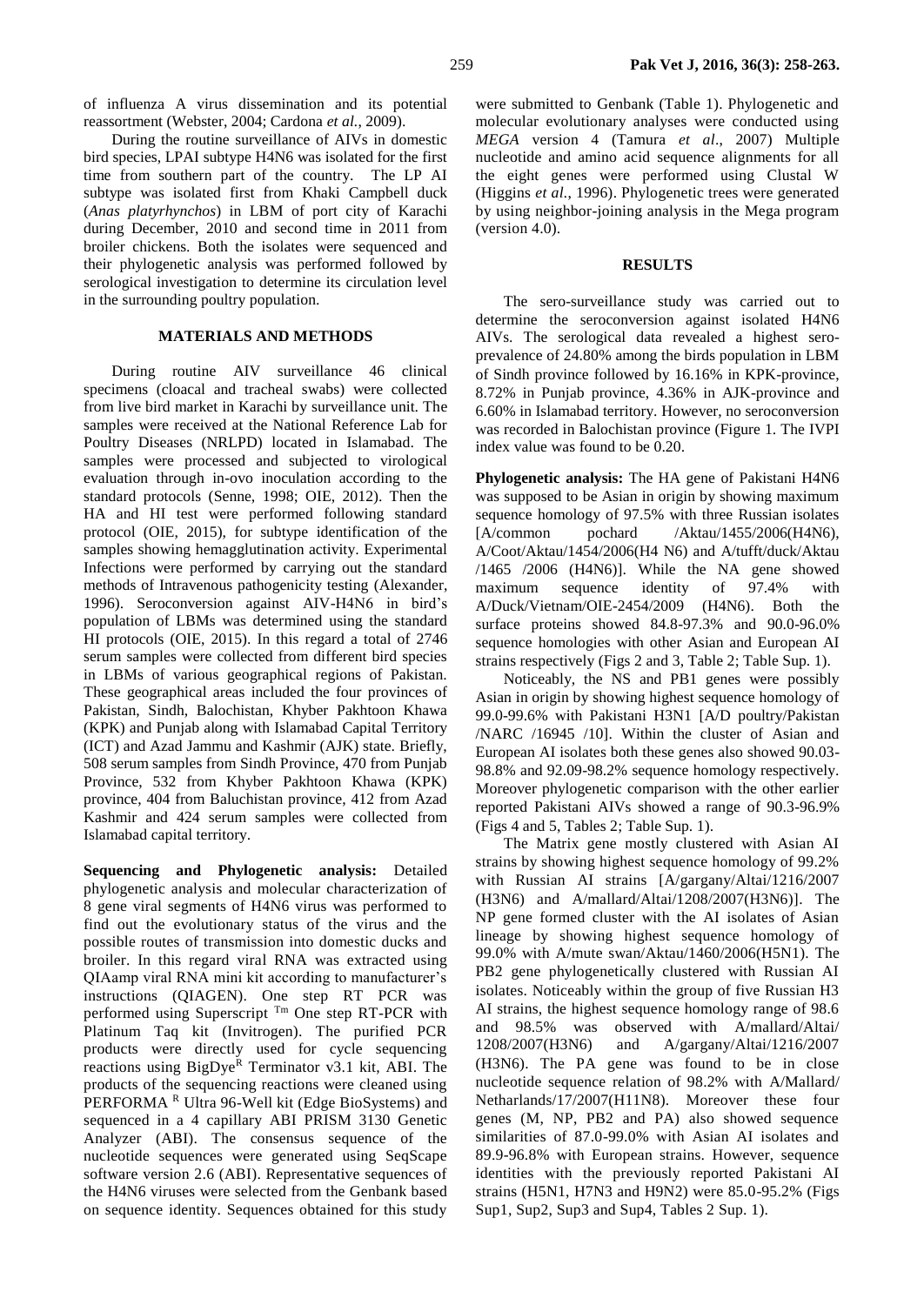of influenza A virus dissemination and its potential reassortment (Webster, 2004; Cardona *et al.*, 2009).

During the routine surveillance of AIVs in domestic bird species, LPAI subtype H4N6 was isolated for the first time from southern part of the country. The LP AI subtype was isolated first from Khaki Campbell duck (*Anas platyrhynchos*) in LBM of port city of Karachi during December, 2010 and second time in 2011 from broiler chickens. Both the isolates were sequenced and their phylogenetic analysis was performed followed by serological investigation to determine its circulation level in the surrounding poultry population.

## MATERIALS AND METHODS

During routine AIV surveillance 46 clinical specimens (cloacal and tracheal swabs) were collected from live bird market in Karachi by surveillance unit. The samples were received at the National Reference Lab for Poultry Diseases (NRLPD) located in Islamabad. The samples were processed and subjected to virological evaluation through in-ovo inoculation according to the standard protocols (Senne, 1998; OIE, 2012). Then the HA and HI test were performed following standard protocol (OIE, 2015), for subtype identification of the samples showing hemagglutination activity. Experimental Infections were performed by carrying out the standard methods of Intravenous pathogenicity testing (Alexander, 1996). Seroconversion against AIV-H4N6 in bird's population of LBMs was determined using the standard HI protocols (OIE, 2015). In this regard a total of 2746 serum samples were collected from different bird species in LBMs of various geographical regions of Pakistan. These geographical areas included the four provinces of Pakistan, Sindh, Balochistan, Khyber Pakhtoon Khawa (KPK) and Punjab along with Islamabad Capital Territory (ICT) and Azad Jammu and Kashmir (AJK) state. Briefly, 508 serum samples from Sindh Province, 470 from Punjab Province, 532 from Khyber Pakhtoon Khawa (KPK) province, 404 from Baluchistan province, 412 from Azad Kashmir and 424 serum samples were collected from Islamabad capital territory.

**Sequencing and Phylogenetic analysis:** Detailed phylogenetic analysis and molecular characterization of 8 gene viral segments of H4N6 virus was performed to find out the evolutionary status of the virus and the possible routes of transmission into domestic ducks and broiler. In this regard viral RNA was extracted using QIAamp viral RNA mini kit according to manufacturer's instructions (QIAGEN). One step RT PCR was performed using Superscript Tm One step RT-PCR with Platinum Taq kit (Invitrogen). The purified PCR products were directly used for cycle sequencing reactions using BigDye R Terminator v3.1 kit, ABI. The products of the sequencing reactions were cleaned using PERFORMA R Ultra 96-Well kit (Edge BioSystems) and sequenced in a 4 capillary ABI PRISM 3130 Genetic Analyzer (ABI). The consensus sequence of the nucleotide sequences were generated using SeqScape software version 2.6 (ABI). Representative sequences of the H4N6 viruses were selected from the Genbank based on sequence identity. Sequences obtained for this study were submitted to Genbank (Table 1). Phylogenetic and molecular evolutionary analyses were conducted using *MEGA* version 4 (Tamura *et al*., 2007) Multiple nucleotide and amino acid sequence alignments for all the eight genes were performed using Clustal W (Higgins *et al.*, 1996). Phylogenetic trees were generated by using neighbor-joining analysis in the Mega program (version 4.0).

## RESULTS

The sero-surveillance study was carried out to determine the seroconversion against isolated H4N6 AIVs. The serological data revealed a highest sero-prevalence of 24.80% among the birds population in LBM of Sindh province followed by 16.16% in KPK-province, 8.72% in Punjab province, 4.36% in AJK-province and 6.60% in Islamabad territory. However, no seroconversion was recorded in Balochistan province (Figure 1. The IVPI index value was found to be 0.20.

**Phylogenetic analysis:** The HA gene of Pakistani H4N6 was supposed to be Asian in origin by showing maximum sequence homology of 97.5% with three Russian isolates [A/common pochard /Aktau/1455/2006(H4N6), A/Coot/Aktau/1454/2006(H4 N6) and A/tufft/duck/Aktau /1465 /2006 (H4N6)]. While the NA gene showed maximum sequence identity of 97.4% with A/Duck/Vietnam/OIE-2454/2009 (H4N6). Both the surface proteins showed 84.8-97.3% and 90.0-96.0% sequence homologies with other Asian and European AI strains respectively (Figs 2 and 3, Table 2; Table Sup. 1).

Noticeably, the NS and PB1 genes were possibly Asian in origin by showing highest sequence homology of 99.0-99.6% with Pakistani H3N1 [A/D poultry/Pakistan /NARC /16945 /10]. Within the cluster of Asian and European AI isolates both these genes also showed 90.03-98.8% and 92.09-98.2% sequence homology respectively. Moreover phylogenetic comparison with the other earlier reported Pakistani AIVs showed a range of 90.3-96.9% (Figs 4 and 5, Tables 2; Table Sup. 1).

The Matrix gene mostly clustered with Asian AI strains by showing highest sequence homology of 99.2% with Russian AI strains [A/gargany/Altai/1216/2007 (H3N6) and A/mallard/Altai/1208/2007(H3N6)]. The NP gene formed cluster with the AI isolates of Asian lineage by showing highest sequence homology of 99.0% with A/mute swan/Aktau/1460/2006(H5N1). The PB2 gene phylogenetically clustered with Russian AI isolates. Noticeably within the group of five Russian H3 AI strains, the highest sequence homology range of 98.6 and 98.5% was observed with A/mallard/Altai/ 1208/2007(H3N6) and A/gargany/Altai/1216/2007 (H3N6). The PA gene was found to be in close nucleotide sequence relation of 98.2% with A/Mallard/ Netharlands/17/2007(H11N8). Moreover these four genes (M, NP, PB2 and PA) also showed sequence similarities of 87.0-99.0% with Asian AI isolates and 89.9-96.8% with European strains. However, sequence identities with the previously reported Pakistani AI strains (H5N1, H7N3 and H9N2) were 85.0-95.2% (Figs Sup1, Sup2, Sup3 and Sup4, Tables 2 Sup. 1).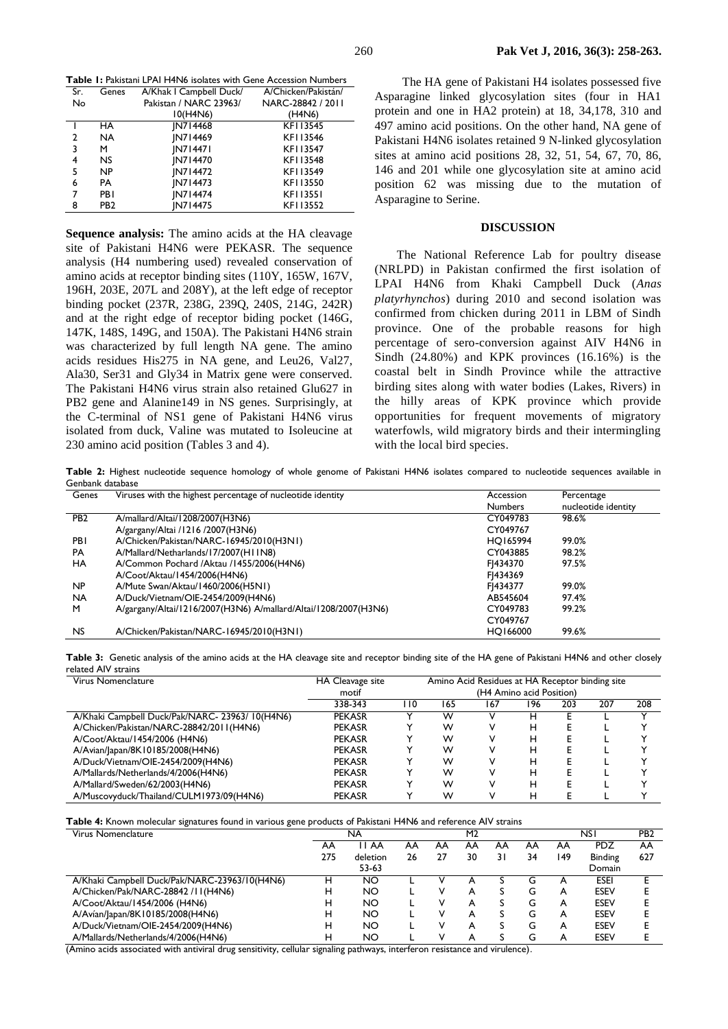**Table 1:** Pakistani LPAI H4N6 isolates with Gene Accession Numbers

| Sr. No | Genes | A/Khak I Campbell Duck/ Pakistan / NARC 23963/ 10(H4N6) | A/Chicken/Pakistán/ NARC-28842 / 2011 (H4N6) |
|---|---|---|---|
| 1 | HA | JN714468 | KF113545 |
| 2 | NA | JN714469 | KF113546 |
| 3 | M | JN714471 | KF113547 |
| 4 | NS | JN714470 | KF113548 |
| 5 | NP | JN714472 | KF113549 |
| 6 | PA | JN714473 | KF113550 |
| 7 | PB1 | JN714474 | KF113551 |
| 8 | PB2 | JN714475 | KF113552 |

**Sequence analysis:** The amino acids at the HA cleavage site of Pakistani H4N6 were PEKASR. The sequence analysis (H4 numbering used) revealed conservation of amino acids at receptor binding sites (110Y, 165W, 167V, 196H, 203E, 207L and 208Y), at the left edge of receptor binding pocket (237R, 238G, 239Q, 240S, 214G, 242R) and at the right edge of receptor biding pocket (146G, 147K, 148S, 149G, and 150A). The Pakistani H4N6 strain was characterized by full length NA gene. The amino acids residues His275 in NA gene, and Leu26, Val27, Ala30, Ser31 and Gly34 in Matrix gene were conserved. The Pakistani H4N6 virus strain also retained Glu627 in PB2 gene and Alanine149 in NS genes. Surprisingly, at the C-terminal of NS1 gene of Pakistani H4N6 virus isolated from duck, Valine was mutated to Isoleucine at 230 amino acid position (Tables 3 and 4).

The HA gene of Pakistani H4 isolates possessed five Asparagine linked glycosylation sites (four in HA1 protein and one in HA2 protein) at 18, 34,178, 310 and 497 amino acid positions. On the other hand, NA gene of Pakistani H4N6 isolates retained 9 N-linked glycosylation sites at amino acid positions 28, 32, 51, 54, 67, 70, 86, 146 and 201 while one glycosylation site at amino acid position 62 was missing due to the mutation of Asparagine to Serine.

## DISCUSSION

The National Reference Lab for poultry disease (NRLPD) in Pakistan confirmed the first isolation of LPAI H4N6 from Khaki Campbell Duck (*Anas platyrhynchos*) during 2010 and second isolation was confirmed from chicken during 2011 in LBM of Sindh province. One of the probable reasons for high percentage of sero-conversion against AIV H4N6 in Sindh (24.80%) and KPK provinces (16.16%) is the coastal belt in Sindh Province while the attractive birding sites along with water bodies (Lakes, Rivers) in the hilly areas of KPK province which provide opportunities for frequent movements of migratory waterfowls, wild migratory birds and their intermingling with the local bird species.

**Table 2:** Highest nucleotide sequence homology of whole genome of Pakistani H4N6 isolates compared to nucleotide sequences available in Genbank database

| Genes | Viruses with the highest percentage of nucleotide identity | Accession Numbers | Percentage nucleotide identity |
|---|---|---|---|
| PB2 | A/mallard/Altai/1208/2007(H3N6) | CY049783 | 98.6% |
| | A/gargany/Altai /1216 /2007(H3N6) | CY049767 | |
| PB1 | A/Chicken/Pakistan/NARC-16945/2010(H3N1) | HQ165994 | 99.0% |
| PA | A/Mallard/Netharlands/17/2007(H11N8) | CY043885 | 98.2% |
| HA | A/Common Pochard /Aktau /1455/2006(H4N6) | FJ434370 | 97.5% |
| | A/Coot/Aktau/1454/2006(H4N6) | FJ434369 | |
| NP | A/Mute Swan/Aktau/1460/2006(H5N1) | FJ434377 | 99.0% |
| NA | A/Duck/Vietnam/OIE-2454/2009(H4N6) | AB545604 | 97.4% |
| M | A/gargany/Altai/1216/2007(H3N6) A/mallard/Altai/1208/2007(H3N6) | CY049783 | 99.2% |
| | | CY049767 | |
| NS | A/Chicken/Pakistan/NARC-16945/2010(H3N1) | HQ166000 | 99.6% |

**Table 3:** Genetic analysis of the amino acids at the HA cleavage site and receptor binding site of the HA gene of Pakistani H4N6 and other closely related AIV strains

| Virus Nomenclature | HA Cleavage site motif | Amino Acid Residues at HA Receptor binding site (H4 Amino acid Position) | | | | | | |
|---|---|---|---|---|---|---|---|---|
| | 338-343 | 110 | 165 | 167 | 196 | 203 | 207 | 208 |
| A/Khaki Campbell Duck/Pak/NARC- 23963/ 10(H4N6) | PEKASR | Y | W | V | H | E | L | Y |
| A/Chicken/Pakistan/NARC-28842/2011(H4N6) | PEKASR | Y | W | V | H | E | L | Y |
| A/Coot/Aktau/1454/2006 (H4N6) | PEKASR | Y | W | V | H | E | L | Y |
| A/Avian/Japan/8K10185/2008(H4N6) | PEKASR | Y | W | V | H | E | L | Y |
| A/Duck/Vietnam/OIE-2454/2009(H4N6) | PEKASR | Y | W | V | H | E | L | Y |
| A/Mallards/Netherlands/4/2006(H4N6) | PEKASR | Y | W | V | H | E | L | Y |
| A/Mallard/Sweden/62/2003(H4N6) | PEKASR | Y | W | V | H | E | L | Y |
| A/Muscovyduck/Thailand/CULM1973/09(H4N6) | PEKASR | Y | W | V | H | E | L | Y |

**Table 4:** Known molecular signatures found in various gene products of Pakistani H4N6 and reference AIV strains

| Virus Nomenclature | NA | | M2 | | | | | NS1 | | PB2 |
|---|---|---|---|---|---|---|---|---|---|---|
| | AA 275 | 11 AA deletion 53-63 | AA 26 | AA 27 | AA 30 | AA 31 | AA 34 | AA 149 | PDZ Binding Domain | AA 627 |
| A/Khaki Campbell Duck/Pak/NARC-23963/10(H4N6) | H | NO | L | V | A | S | G | A | ESEI | E |
| A/Chicken/Pak/NARC-28842 /11(H4N6) | H | NO | L | V | A | S | G | A | ESEV | E |
| A/Coot/Aktau/1454/2006 (H4N6) | H | NO | L | V | A | S | G | A | ESEV | E |
| A/Avian/Japan/8K10185/2008(H4N6) | H | NO | L | V | A | S | G | A | ESEV | E |
| A/Duck/Vietnam/OIE-2454/2009(H4N6) | H | NO | L | V | A | S | G | A | ESEV | E |
| A/Mallards/Netherlands/4/2006(H4N6) | H | NO | L | V | A | S | G | A | ESEV | E |

(Amino acids associated with antiviral drug sensitivity, cellular signaling pathways, interferon resistance and virulence).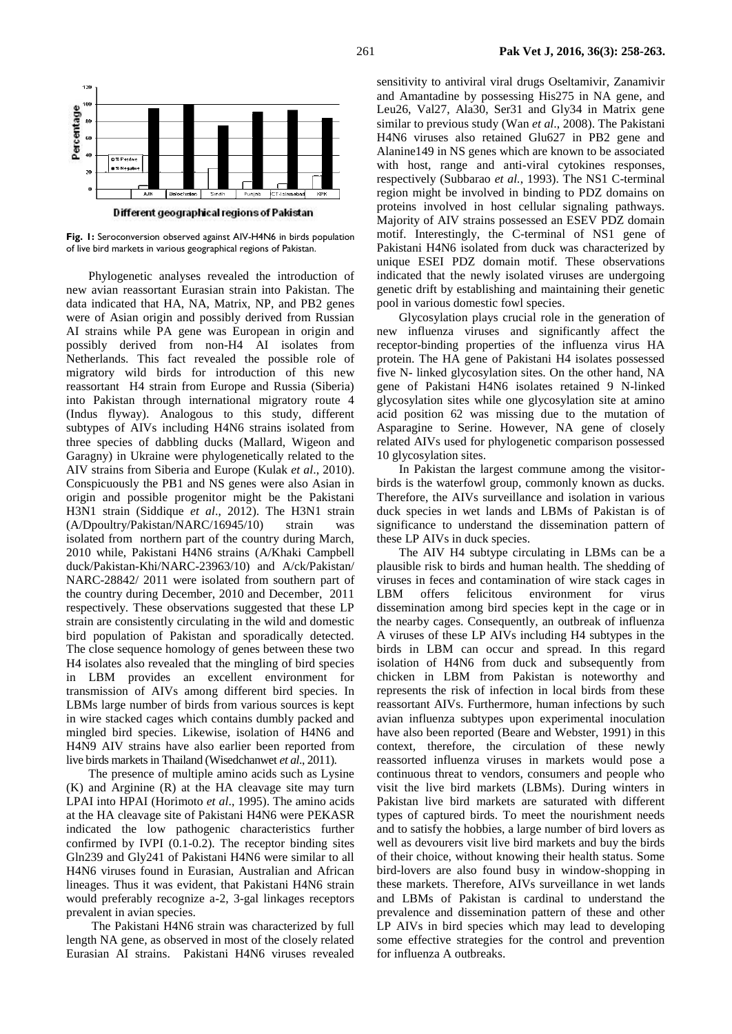**Fig. 1:** Seroconversion observed against AIV-H4N6 in birds population of live bird markets in various geographical regions of Pakistan.

Phylogenetic analyses revealed the introduction of new avian reassortant Eurasian strain into Pakistan. The data indicated that HA, NA, Matrix, NP, and PB2 genes were of Asian origin and possibly derived from Russian AI strains while PA gene was European in origin and possibly derived from non-H4 AI isolates from Netherlands. This fact revealed the possible role of migratory wild birds for introduction of this new reassortant H4 strain from Europe and Russia (Siberia) into Pakistan through international migratory route 4 (Indus flyway). Analogous to this study, different subtypes of AIVs including H4N6 strains isolated from three species of dabbling ducks (Mallard, Wigeon and Garagny) in Ukraine were phylogenetically related to the AIV strains from Siberia and Europe (Kulak *et al*., 2010). Conspicuously the PB1 and NS genes were also Asian in origin and possible progenitor might be the Pakistani H3N1 strain (Siddique *et al*., 2012). The H3N1 strain (A/Dpoultry/Pakistan/NARC/16945/10) strain was isolated from northern part of the country during March, 2010 while, Pakistani H4N6 strains (A/Khaki Campbell duck/Pakistan-Khi/NARC-23963/10) and A/ck/Pakistan/ NARC-28842/ 2011 were isolated from southern part of the country during December, 2010 and December, 2011 respectively. These observations suggested that these LP strain are consistently circulating in the wild and domestic bird population of Pakistan and sporadically detected. The close sequence homology of genes between these two H4 isolates also revealed that the mingling of bird species in LBM provides an excellent environment for transmission of AIVs among different bird species. In LBMs large number of birds from various sources is kept in wire stacked cages which contains dumbly packed and mingled bird species. Likewise, isolation of H4N6 and H4N9 AIV strains have also earlier been reported from live birds markets in Thailand (Wisedchanwet *et al*., 2011).

The presence of multiple amino acids such as Lysine (K) and Arginine (R) at the HA cleavage site may turn LPAI into HPAI (Horimoto *et al*., 1995). The amino acids at the HA cleavage site of Pakistani H4N6 were PEKASR indicated the low pathogenic characteristics further confirmed by IVPI (0.1-0.2). The receptor binding sites Gln239 and Gly241 of Pakistani H4N6 were similar to all H4N6 viruses found in Eurasian, Australian and African lineages. Thus it was evident, that Pakistani H4N6 strain would preferably recognize a-2, 3-gal linkages receptors prevalent in avian species.

The Pakistani H4N6 strain was characterized by full length NA gene, as observed in most of the closely related Eurasian AI strains. Pakistani H4N6 viruses revealed sensitivity to antiviral viral drugs Oseltamivir, Zanamivir and Amantadine by possessing His275 in NA gene, and Leu26, Val27, Ala30, Ser31 and Gly34 in Matrix gene similar to previous study (Wan *et al*., 2008). The Pakistani H4N6 viruses also retained Glu627 in PB2 gene and Alanine149 in NS genes which are known to be associated with host, range and anti-viral cytokines responses, respectively (Subbarao *et al.,* 1993). The NS1 C-terminal region might be involved in binding to PDZ domains on proteins involved in host cellular signaling pathways. Majority of AIV strains possessed an ESEV PDZ domain motif. Interestingly, the C-terminal of NS1 gene of Pakistani H4N6 isolated from duck was characterized by unique ESEI PDZ domain motif. These observations indicated that the newly isolated viruses are undergoing genetic drift by establishing and maintaining their genetic pool in various domestic fowl species.

Glycosylation plays crucial role in the generation of new influenza viruses and significantly affect the receptor-binding properties of the influenza virus HA protein. The HA gene of Pakistani H4 isolates possessed five N- linked glycosylation sites. On the other hand, NA gene of Pakistani H4N6 isolates retained 9 N-linked glycosylation sites while one glycosylation site at amino acid position 62 was missing due to the mutation of Asparagine to Serine. However, NA gene of closely related AIVs used for phylogenetic comparison possessed 10 glycosylation sites.

In Pakistan the largest commune among the visitor-birds is the waterfowl group, commonly known as ducks. Therefore, the AIVs surveillance and isolation in various duck species in wet lands and LBMs of Pakistan is of significance to understand the dissemination pattern of these LP AIVs in duck species.

The AIV H4 subtype circulating in LBMs can be a plausible risk to birds and human health. The shedding of viruses in feces and contamination of wire stack cages in LBM offers felicitous environment for virus dissemination among bird species kept in the cage or in the nearby cages. Consequently, an outbreak of influenza A viruses of these LP AIVs including H4 subtypes in the birds in LBM can occur and spread. In this regard isolation of H4N6 from duck and subsequently from chicken in LBM from Pakistan is noteworthy and represents the risk of infection in local birds from these reassortant AIVs. Furthermore, human infections by such avian influenza subtypes upon experimental inoculation have also been reported (Beare and Webster, 1991) in this context, therefore, the circulation of these newly reassorted influenza viruses in markets would pose a continuous threat to vendors, consumers and people who visit the live bird markets (LBMs). During winters in Pakistan live bird markets are saturated with different types of captured birds. To meet the nourishment needs and to satisfy the hobbies, a large number of bird lovers as well as devourers visit live bird markets and buy the birds of their choice, without knowing their health status. Some bird-lovers are also found busy in window-shopping in these markets. Therefore, AIVs surveillance in wet lands and LBMs of Pakistan is cardinal to understand the prevalence and dissemination pattern of these and other LP AIVs in bird species which may lead to developing some effective strategies for the control and prevention for influenza A outbreaks.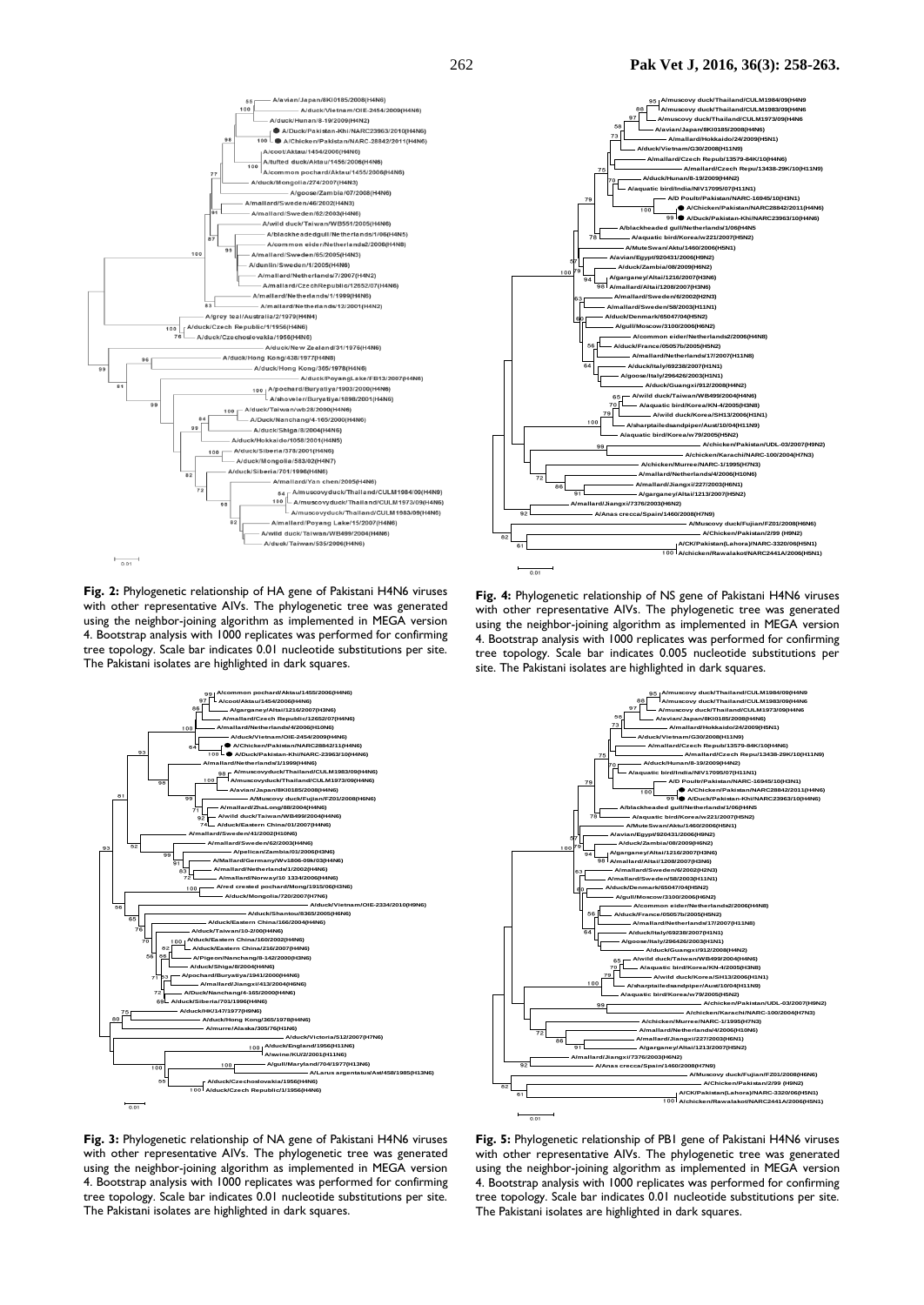**Fig. 2:** Phylogenetic relationship of HA gene of Pakistani H4N6 viruses with other representative AIVs. The phylogenetic tree was generated using the neighbor-joining algorithm as implemented in MEGA version 4. Bootstrap analysis with 1000 replicates was performed for confirming tree topology. Scale bar indicates 0.01 nucleotide substitutions per site. The Pakistani isolates are highlighted in dark squares.

**Fig. 4:** Phylogenetic relationship of NS gene of Pakistani H4N6 viruses with other representative AIVs. The phylogenetic tree was generated using the neighbor-joining algorithm as implemented in MEGA version 4. Bootstrap analysis with 1000 replicates was performed for confirming tree topology. Scale bar indicates 0.005 nucleotide substitutions per site. The Pakistani isolates are highlighted in dark squares.

**Fig. 3:** Phylogenetic relationship of NA gene of Pakistani H4N6 viruses with other representative AIVs. The phylogenetic tree was generated using the neighbor-joining algorithm as implemented in MEGA version 4. Bootstrap analysis with 1000 replicates was performed for confirming tree topology. Scale bar indicates 0.01 nucleotide substitutions per site. The Pakistani isolates are highlighted in dark squares.

**Fig. 5:** Phylogenetic relationship of PB1 gene of Pakistani H4N6 viruses with other representative AIVs. The phylogenetic tree was generated using the neighbor-joining algorithm as implemented in MEGA version 4. Bootstrap analysis with 1000 replicates was performed for confirming tree topology. Scale bar indicates 0.01 nucleotide substitutions per site. The Pakistani isolates are highlighted in dark squares.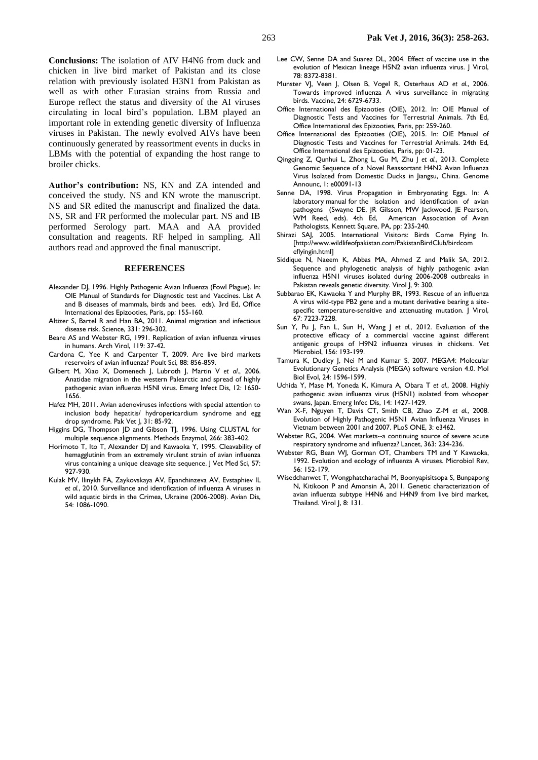**Conclusions:** The isolation of AIV H4N6 from duck and chicken in live bird market of Pakistan and its close relation with previously isolated H3N1 from Pakistan as well as with other Eurasian strains from Russia and Europe reflect the status and diversity of the AI viruses circulating in local bird's population. LBM played an important role in extending genetic diversity of Influenza viruses in Pakistan. The newly evolved AIVs have been continuously generated by reassortment events in ducks in LBMs with the potential of expanding the host range to broiler chicks.

**Author's contribution:** NS, KN and ZA intended and conceived the study. NS and KN wrote the manuscript. NS and SR edited the manuscript and finalized the data. NS, SR and FR performed the molecular part. NS and IB performed Serology part. MAA and AA provided consultation and reagents. RF helped in sampling. All authors read and approved the final manuscript.

## REFERENCES

Alexander DJ, 1996. Highly Pathogenic Avian Influenza (Fowl Plague). In: OIE Manual of Standards for Diagnostic test and Vaccines. List A and B diseases of mammals, birds and bees. eds). 3rd Ed, Office International des Epizooties, Paris, pp: 155-160.

Altizer S, Bartel R and Han BA, 2011. Animal migration and infectious disease risk. Science, 331: 296-302.

Beare AS and Webster RG, 1991. Replication of avian influenza viruses in humans. Arch Virol, 119: 37-42.

Cardona C, Yee K and Carpenter T, 2009. Are live bird markets reservoirs of avian influenza? Poult Sci, 88: 856-859.

Gilbert M, Xiao X, Domenech J, Lubroth J, Martin V *et al*., 2006. Anatidae migration in the western Palearctic and spread of highly pathogenic avian influenza H5NI virus. Emerg Infect Dis, 12: 1650-1656.

Hafez MH, 2011. Avian adenoviruses infections with special attention to inclusion body hepatitis/ hydropericardium syndrome and egg drop syndrome. Pak Vet J, 31: 85-92.

Higgins DG, Thompson JD and Gibson TJ, 1996. Using CLUSTAL for multiple sequence alignments. Methods Enzymol, 266: 383-402.

Horimoto T, Ito T, Alexander DJ and Kawaoka Y, 1995. Cleavability of hemagglutinin from an extremely virulent strain of avian influenza virus containing a unique cleavage site sequence. J Vet Med Sci, 57: 927-930.

Kulak MV, Ilinykh FA, Zaykovskaya AV, Epanchinzeva AV, Evstaphiev IL *et al*., 2010. Surveillance and identification of influenza A viruses in wild aquatic birds in the Crimea, Ukraine (2006-2008). Avian Dis, 54: 1086-1090.

Lee CW, Senne DA and Suarez DL, 2004. Effect of vaccine use in the evolution of Mexican lineage H5N2 avian influenza virus. J Virol, 78: 8372-8381.

Munster VJ, Veen J, Olsen B, Vogel R, Osterhaus AD *et al*., 2006. Towards improved influenza A virus surveillance in migrating birds. Vaccine, 24: 6729-6733.

Office International des Epizooties (OIE), 2012. In: OIE Manual of Diagnostic Tests and Vaccines for Terrestrial Animals. 7th Ed, Office International des Epizooties, Paris, pp: 259-260.

Office International des Epizooties (OIE), 2015. In: OIE Manual of Diagnostic Tests and Vaccines for Terrestrial Animals. 24th Ed, Office International des Epizooties, Paris, pp: 01-23.

Qingqing Z, Qunhui L, Zhong L, Gu M, Zhu J *et al*., 2013. Complete Genomic Sequence of a Novel Reassortant H4N2 Avian Influenza Virus Isolated from Domestic Ducks in Jiangsu, China. Genome Announc, 1: e00091-13

Senne DA, 1998. Virus Propagation in Embryonating Eggs. In: A laboratory manual for the isolation and identification of avian pathogens (Swayne DE, JR Gilsson, MW Jackwood, JE Pearson, WM Reed, eds). 4th Ed, American Association of Avian Pathologists, Kennett Square, PA, pp: 235-240.

Shirazi SAJ, 2005. International Visitors: Birds Come Flying In. [http://www.wildlifeofpakistan.com/PakistanBirdClub/birdcom eflyingin.html]

Siddique N, Naeem K, Abbas MA, Ahmed Z and Malik SA, 2012. Sequence and phylogenetic analysis of highly pathogenic avian influenza H5N1 viruses isolated during 2006-2008 outbreaks in Pakistan reveals genetic diversity. Virol J, 9: 300.

Subbarao EK, Kawaoka Y and Murphy BR, 1993. Rescue of an influenza A virus wild-type PB2 gene and a mutant derivative bearing a site-specific temperature-sensitive and attenuating mutation. J Virol, 67: 7223-7228.

Sun Y, Pu J, Fan L, Sun H, Wang J *et al*., 2012. Evaluation of the protective efficacy of a commercial vaccine against different antigenic groups of H9N2 influenza viruses in chickens. Vet Microbiol, 156: 193-199.

Tamura K, Dudley J, Nei M and Kumar S, 2007. MEGA4: Molecular Evolutionary Genetics Analysis (MEGA) software version 4.0. Mol Biol Evol, 24: 1596-1599.

Uchida Y, Mase M, Yoneda K, Kimura A, Obara T *et al*., 2008. Highly pathogenic avian influenza virus (H5N1) isolated from whooper swans, Japan. Emerg Infec Dis, 14: 1427-1429.

Wan X-F, Nguyen T, Davis CT, Smith CB, Zhao Z-M *et al*., 2008. Evolution of Highly Pathogenic H5N1 Avian Influenza Viruses in Vietnam between 2001 and 2007. PLoS ONE, 3: e3462.

Webster RG, 2004. Wet markets--a continuing source of severe acute respiratory syndrome and influenza? Lancet, 363: 234-236.

Webster RG, Bean WJ, Gorman OT, Chambers TM and Y Kawaoka, 1992. Evolution and ecology of influenza A viruses. Microbiol Rev, 56: 152-179.

Wisedchanwet T, Wongphatcharachai M, Boonyapisitsopa S, Bunpapong N, Kitikoon P and Amonsin A, 2011. Genetic characterization of avian influenza subtype H4N6 and H4N9 from live bird market, Thailand. Virol J, 8: 131.